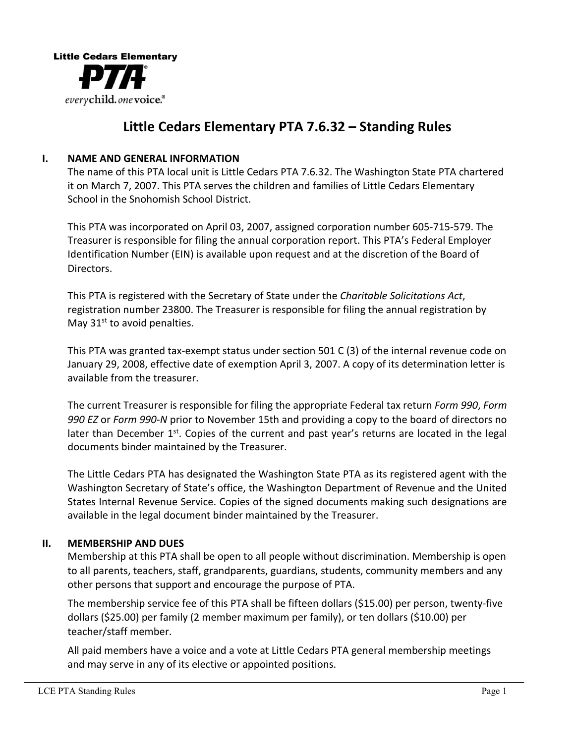Little Cedars Elementary

PTA

everychild. onevoice.®

# Little Cedars Elementary PTA 7.6.32 – Standing Rules

## I. NAME AND GENERAL INFORMATION

The name of this PTA local unit is Little Cedars PTA 7.6.32. The Washington State PTA chartered it on March 7, 2007. This PTA serves the children and families of Little Cedars Elementary School in the Snohomish School District.

This PTA was incorporated on April 03, 2007, assigned corporation number 605-715-579. The Treasurer is responsible for filing the annual corporation report. This PTA's Federal Employer Identification Number (EIN) is available upon request and at the discretion of the Board of Directors.

This PTA is registered with the Secretary of State under the *Charitable Solicitations Act*, registration number 23800. The Treasurer is responsible for filing the annual registration by May 31st to avoid penalties.

This PTA was granted tax-exempt status under section 501 C (3) of the internal revenue code on January 29, 2008, effective date of exemption April 3, 2007. A copy of its determination letter is available from the treasurer.

The current Treasurer is responsible for filing the appropriate Federal tax return *Form 990*, *Form 990 EZ* or *Form 990-N* prior to November 15th and providing a copy to the board of directors no later than December 1st. Copies of the current and past year's returns are located in the legal documents binder maintained by the Treasurer.

The Little Cedars PTA has designated the Washington State PTA as its registered agent with the Washington Secretary of State's office, the Washington Department of Revenue and the United States Internal Revenue Service. Copies of the signed documents making such designations are available in the legal document binder maintained by the Treasurer.

## II. MEMBERSHIP AND DUES

Membership at this PTA shall be open to all people without discrimination. Membership is open to all parents, teachers, staff, grandparents, guardians, students, community members and any other persons that support and encourage the purpose of PTA.

The membership service fee of this PTA shall be fifteen dollars ($15.00) per person, twenty-five dollars ($25.00) per family (2 member maximum per family), or ten dollars ($10.00) per teacher/staff member.

All paid members have a voice and a vote at Little Cedars PTA general membership meetings and may serve in any of its elective or appointed positions.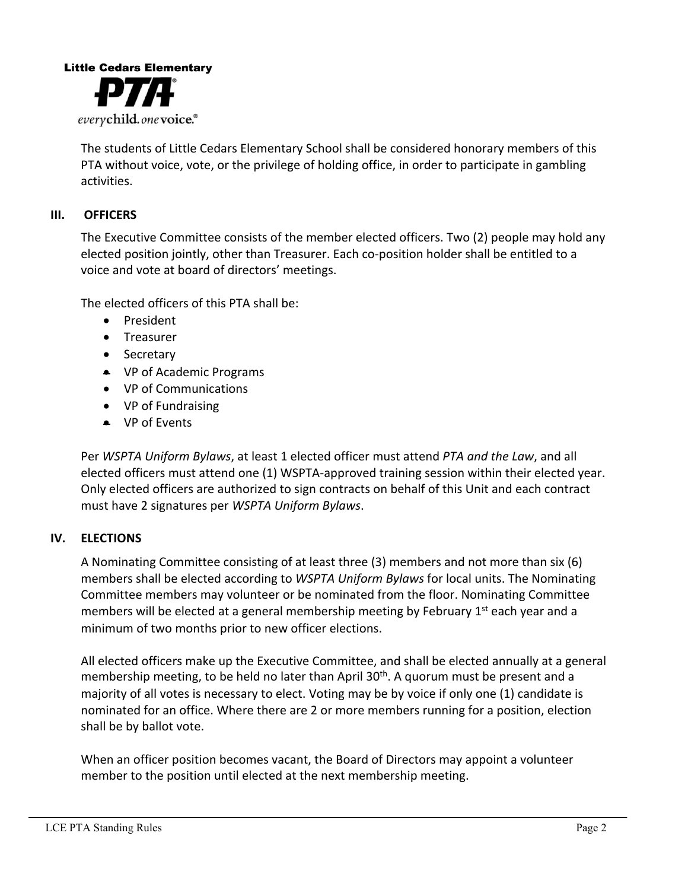**Little Cedars Elementary PTA**
*every child. one voice.*

The students of Little Cedars Elementary School shall be considered honorary members of this PTA without voice, vote, or the privilege of holding office, in order to participate in gambling activities.

## III. OFFICERS

The Executive Committee consists of the member elected officers. Two (2) people may hold any elected position jointly, other than Treasurer. Each co-position holder shall be entitled to a voice and vote at board of directors' meetings.

The elected officers of this PTA shall be:

- President
- Treasurer
- Secretary
- VP of Academic Programs
- VP of Communications
- VP of Fundraising
- VP of Events

Per *WSPTA Uniform Bylaws*, at least 1 elected officer must attend *PTA and the Law*, and all elected officers must attend one (1) WSPTA-approved training session within their elected year. Only elected officers are authorized to sign contracts on behalf of this Unit and each contract must have 2 signatures per *WSPTA Uniform Bylaws*.

## IV. ELECTIONS

A Nominating Committee consisting of at least three (3) members and not more than six (6) members shall be elected according to *WSPTA Uniform Bylaws* for local units. The Nominating Committee members may volunteer or be nominated from the floor. Nominating Committee members will be elected at a general membership meeting by February 1st each year and a minimum of two months prior to new officer elections.

All elected officers make up the Executive Committee, and shall be elected annually at a general membership meeting, to be held no later than April 30th. A quorum must be present and a majority of all votes is necessary to elect. Voting may be by voice if only one (1) candidate is nominated for an office. Where there are 2 or more members running for a position, election shall be by ballot vote.

When an officer position becomes vacant, the Board of Directors may appoint a volunteer member to the position until elected at the next membership meeting.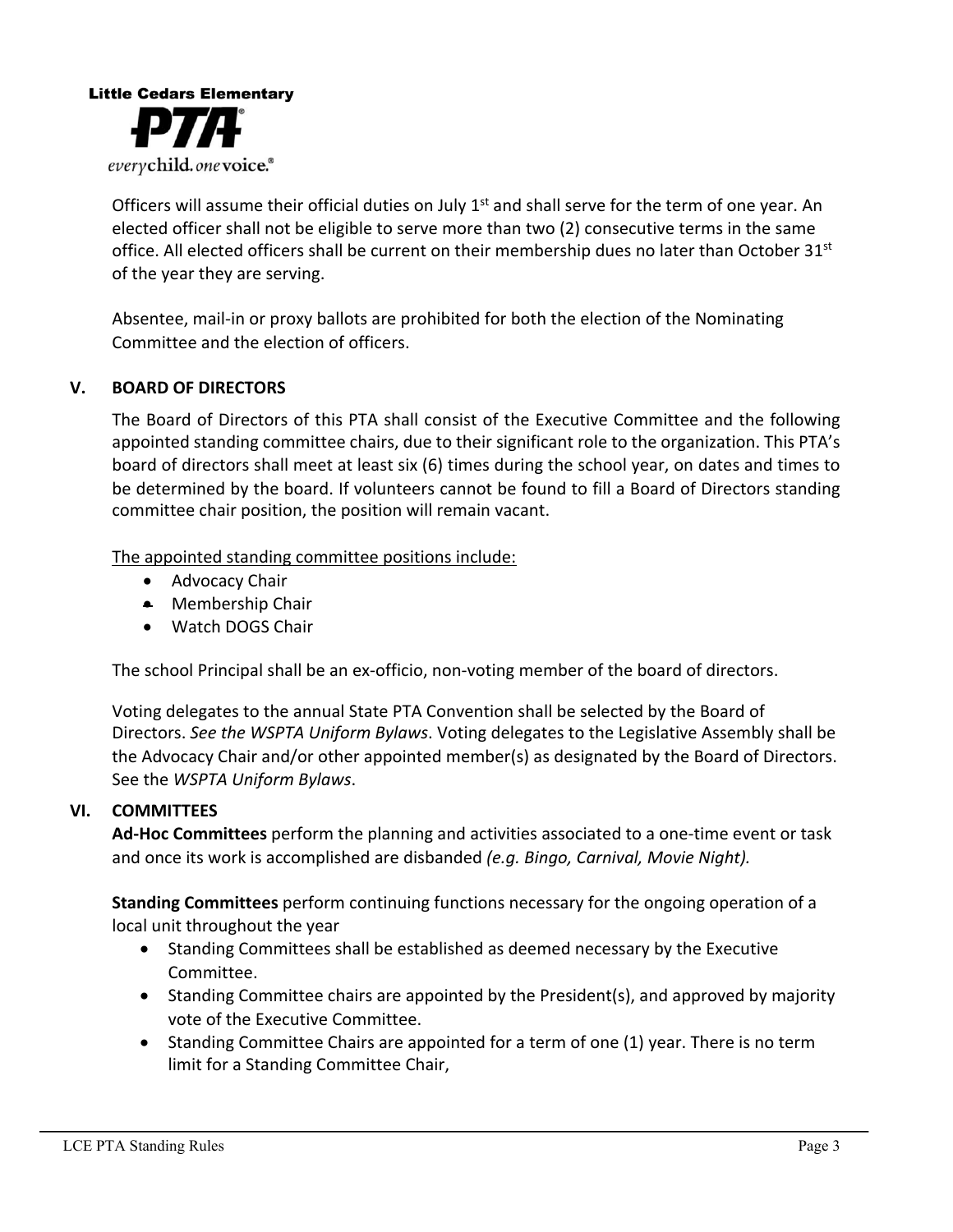Officers will assume their official duties on July 1st and shall serve for the term of one year. An elected officer shall not be eligible to serve more than two (2) consecutive terms in the same office. All elected officers shall be current on their membership dues no later than October 31st of the year they are serving.

Absentee, mail-in or proxy ballots are prohibited for both the election of the Nominating Committee and the election of officers.

## V. BOARD OF DIRECTORS

The Board of Directors of this PTA shall consist of the Executive Committee and the following appointed standing committee chairs, due to their significant role to the organization. This PTA's board of directors shall meet at least six (6) times during the school year, on dates and times to be determined by the board. If volunteers cannot be found to fill a Board of Directors standing committee chair position, the position will remain vacant.

The appointed standing committee positions include:

- Advocacy Chair
- Membership Chair
- Watch DOGS Chair

The school Principal shall be an ex-officio, non-voting member of the board of directors.

Voting delegates to the annual State PTA Convention shall be selected by the Board of Directors. *See the WSPTA Uniform Bylaws*. Voting delegates to the Legislative Assembly shall be the Advocacy Chair and/or other appointed member(s) as designated by the Board of Directors. See the *WSPTA Uniform Bylaws*.

## VI. COMMITTEES

**Ad-Hoc Committees** perform the planning and activities associated to a one-time event or task and once its work is accomplished are disbanded *(e.g. Bingo, Carnival, Movie Night).*

**Standing Committees** perform continuing functions necessary for the ongoing operation of a local unit throughout the year

- Standing Committees shall be established as deemed necessary by the Executive Committee.
- Standing Committee chairs are appointed by the President(s), and approved by majority vote of the Executive Committee.
- Standing Committee Chairs are appointed for a term of one (1) year. There is no term limit for a Standing Committee Chair,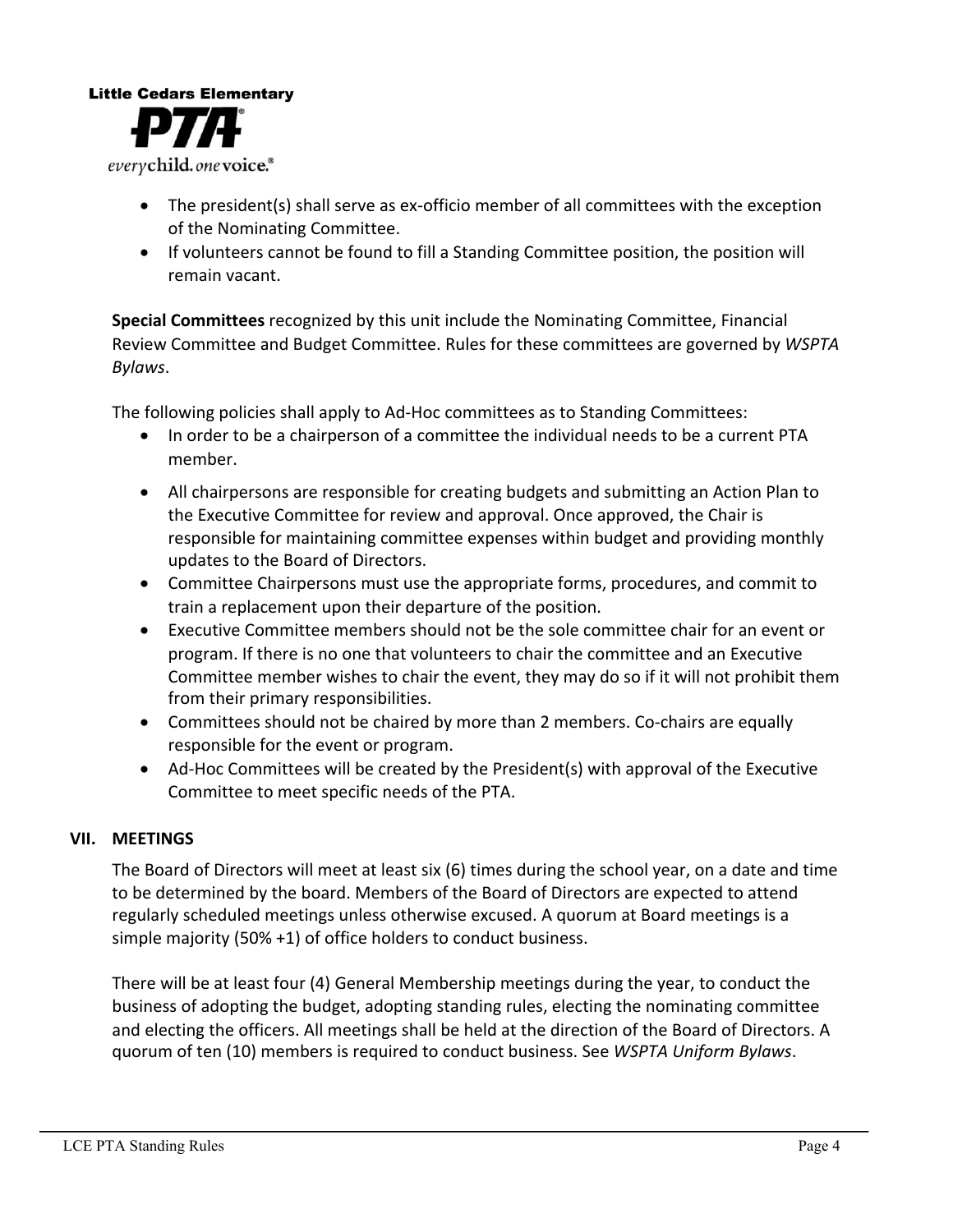- The president(s) shall serve as ex-officio member of all committees with the exception of the Nominating Committee.
- If volunteers cannot be found to fill a Standing Committee position, the position will remain vacant.

**Special Committees** recognized by this unit include the Nominating Committee, Financial Review Committee and Budget Committee. Rules for these committees are governed by *WSPTA Bylaws*.

The following policies shall apply to Ad-Hoc committees as to Standing Committees:

- In order to be a chairperson of a committee the individual needs to be a current PTA member.
- All chairpersons are responsible for creating budgets and submitting an Action Plan to the Executive Committee for review and approval. Once approved, the Chair is responsible for maintaining committee expenses within budget and providing monthly updates to the Board of Directors.
- Committee Chairpersons must use the appropriate forms, procedures, and commit to train a replacement upon their departure of the position.
- Executive Committee members should not be the sole committee chair for an event or program. If there is no one that volunteers to chair the committee and an Executive Committee member wishes to chair the event, they may do so if it will not prohibit them from their primary responsibilities.
- Committees should not be chaired by more than 2 members. Co-chairs are equally responsible for the event or program.
- Ad-Hoc Committees will be created by the President(s) with approval of the Executive Committee to meet specific needs of the PTA.

## VII. MEETINGS

The Board of Directors will meet at least six (6) times during the school year, on a date and time to be determined by the board. Members of the Board of Directors are expected to attend regularly scheduled meetings unless otherwise excused. A quorum at Board meetings is a simple majority (50% +1) of office holders to conduct business.

There will be at least four (4) General Membership meetings during the year, to conduct the business of adopting the budget, adopting standing rules, electing the nominating committee and electing the officers. All meetings shall be held at the direction of the Board of Directors. A quorum of ten (10) members is required to conduct business. See *WSPTA Uniform Bylaws*.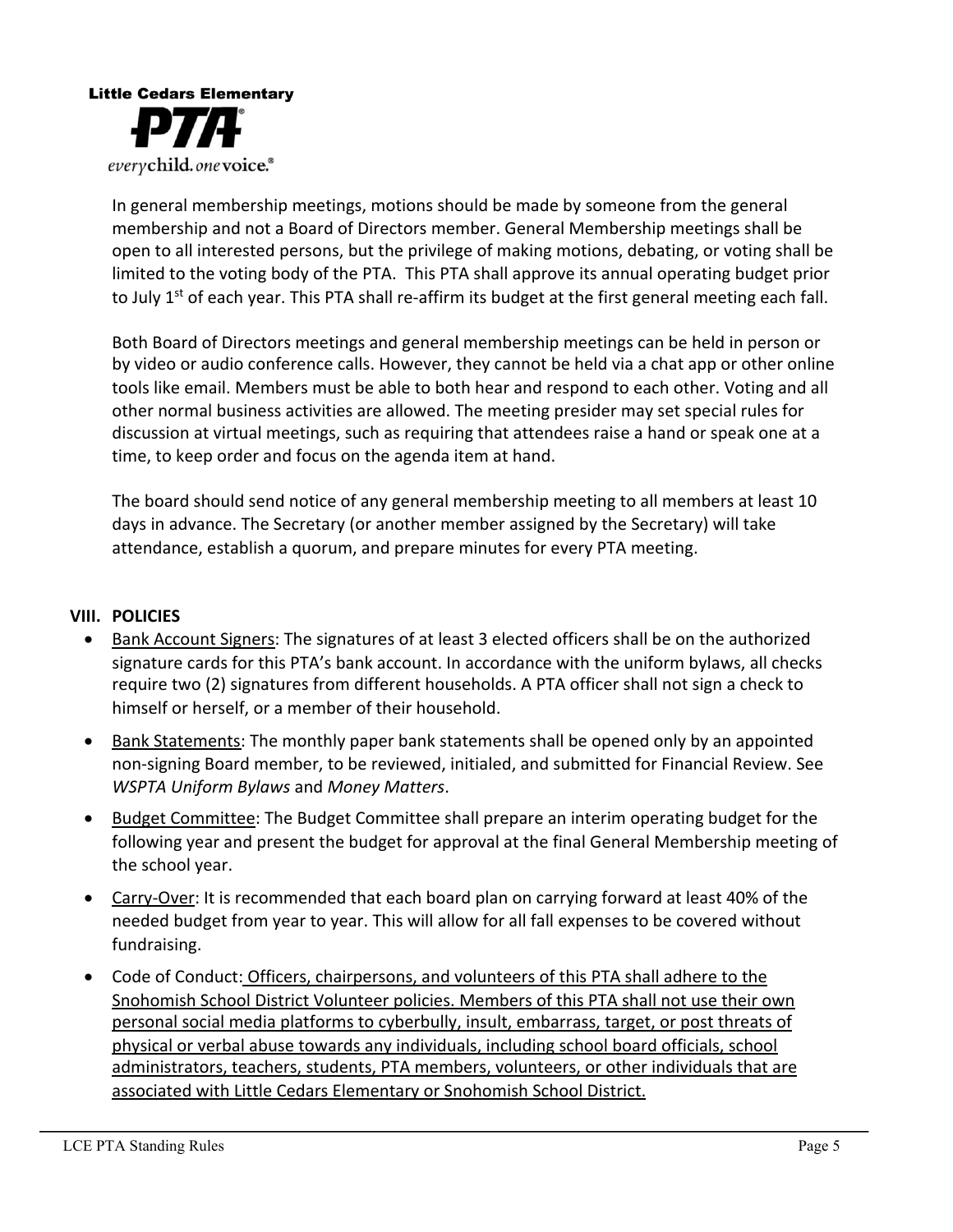In general membership meetings, motions should be made by someone from the general membership and not a Board of Directors member. General Membership meetings shall be open to all interested persons, but the privilege of making motions, debating, or voting shall be limited to the voting body of the PTA. This PTA shall approve its annual operating budget prior to July 1st of each year. This PTA shall re-affirm its budget at the first general meeting each fall.

Both Board of Directors meetings and general membership meetings can be held in person or by video or audio conference calls. However, they cannot be held via a chat app or other online tools like email. Members must be able to both hear and respond to each other. Voting and all other normal business activities are allowed. The meeting presider may set special rules for discussion at virtual meetings, such as requiring that attendees raise a hand or speak one at a time, to keep order and focus on the agenda item at hand.

The board should send notice of any general membership meeting to all members at least 10 days in advance. The Secretary (or another member assigned by the Secretary) will take attendance, establish a quorum, and prepare minutes for every PTA meeting.

## VIII. POLICIES

- <u>Bank Account Signers</u>: The signatures of at least 3 elected officers shall be on the authorized signature cards for this PTA's bank account. In accordance with the uniform bylaws, all checks require two (2) signatures from different households. A PTA officer shall not sign a check to himself or herself, or a member of their household.
- <u>Bank Statements</u>: The monthly paper bank statements shall be opened only by an appointed non-signing Board member, to be reviewed, initialed, and submitted for Financial Review. See *WSPTA Uniform Bylaws* and *Money Matters*.
- <u>Budget Committee</u>: The Budget Committee shall prepare an interim operating budget for the following year and present the budget for approval at the final General Membership meeting of the school year.
- <u>Carry-Over</u>: It is recommended that each board plan on carrying forward at least 40% of the needed budget from year to year. This will allow for all fall expenses to be covered without fundraising.
- Code of Conduct: <u>Officers, chairpersons, and volunteers of this PTA shall adhere to the Snohomish School District Volunteer policies. Members of this PTA shall not use their own personal social media platforms to cyberbully, insult, embarrass, target, or post threats of physical or verbal abuse towards any individuals, including school board officials, school administrators, teachers, students, PTA members, volunteers, or other individuals that are associated with Little Cedars Elementary or Snohomish School District.</u>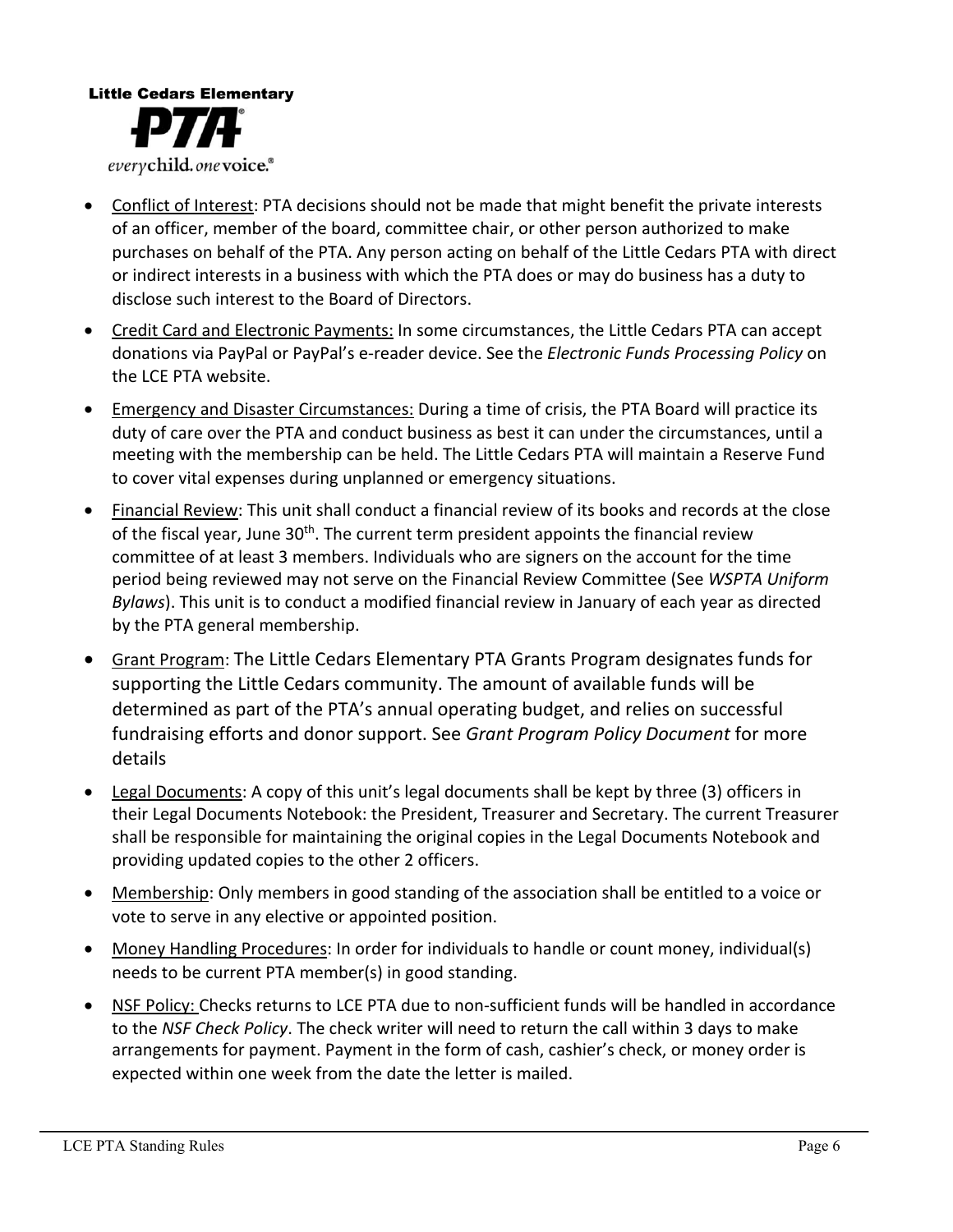**Little Cedars Elementary**

**PTA**

*every*child. *one* voice.®

- Conflict of Interest: PTA decisions should not be made that might benefit the private interests of an officer, member of the board, committee chair, or other person authorized to make purchases on behalf of the PTA. Any person acting on behalf of the Little Cedars PTA with direct or indirect interests in a business with which the PTA does or may do business has a duty to disclose such interest to the Board of Directors.
- Credit Card and Electronic Payments: In some circumstances, the Little Cedars PTA can accept donations via PayPal or PayPal's e-reader device. See the *Electronic Funds Processing Policy* on the LCE PTA website.
- Emergency and Disaster Circumstances: During a time of crisis, the PTA Board will practice its duty of care over the PTA and conduct business as best it can under the circumstances, until a meeting with the membership can be held. The Little Cedars PTA will maintain a Reserve Fund to cover vital expenses during unplanned or emergency situations.
- Financial Review: This unit shall conduct a financial review of its books and records at the close of the fiscal year, June 30th. The current term president appoints the financial review committee of at least 3 members. Individuals who are signers on the account for the time period being reviewed may not serve on the Financial Review Committee (See *WSPTA Uniform Bylaws*). This unit is to conduct a modified financial review in January of each year as directed by the PTA general membership.
- Grant Program: The Little Cedars Elementary PTA Grants Program designates funds for supporting the Little Cedars community. The amount of available funds will be determined as part of the PTA's annual operating budget, and relies on successful fundraising efforts and donor support. See *Grant Program Policy Document* for more details
- Legal Documents: A copy of this unit's legal documents shall be kept by three (3) officers in their Legal Documents Notebook: the President, Treasurer and Secretary. The current Treasurer shall be responsible for maintaining the original copies in the Legal Documents Notebook and providing updated copies to the other 2 officers.
- Membership: Only members in good standing of the association shall be entitled to a voice or vote to serve in any elective or appointed position.
- Money Handling Procedures: In order for individuals to handle or count money, individual(s) needs to be current PTA member(s) in good standing.
- NSF Policy: Checks returns to LCE PTA due to non-sufficient funds will be handled in accordance to the *NSF Check Policy*. The check writer will need to return the call within 3 days to make arrangements for payment. Payment in the form of cash, cashier's check, or money order is expected within one week from the date the letter is mailed.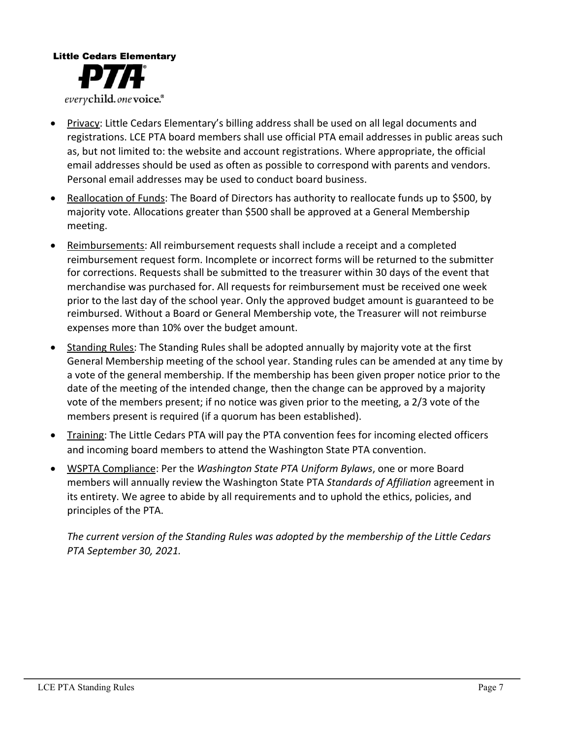Little Cedars Elementary

PTA

everychild. onevoice.®

- Privacy: Little Cedars Elementary's billing address shall be used on all legal documents and registrations. LCE PTA board members shall use official PTA email addresses in public areas such as, but not limited to: the website and account registrations. Where appropriate, the official email addresses should be used as often as possible to correspond with parents and vendors. Personal email addresses may be used to conduct board business.
- Reallocation of Funds: The Board of Directors has authority to reallocate funds up to $500, by majority vote. Allocations greater than $500 shall be approved at a General Membership meeting.
- Reimbursements: All reimbursement requests shall include a receipt and a completed reimbursement request form. Incomplete or incorrect forms will be returned to the submitter for corrections. Requests shall be submitted to the treasurer within 30 days of the event that merchandise was purchased for. All requests for reimbursement must be received one week prior to the last day of the school year. Only the approved budget amount is guaranteed to be reimbursed. Without a Board or General Membership vote, the Treasurer will not reimburse expenses more than 10% over the budget amount.
- Standing Rules: The Standing Rules shall be adopted annually by majority vote at the first General Membership meeting of the school year. Standing rules can be amended at any time by a vote of the general membership. If the membership has been given proper notice prior to the date of the meeting of the intended change, then the change can be approved by a majority vote of the members present; if no notice was given prior to the meeting, a 2/3 vote of the members present is required (if a quorum has been established).
- Training: The Little Cedars PTA will pay the PTA convention fees for incoming elected officers and incoming board members to attend the Washington State PTA convention.
- WSPTA Compliance: Per the *Washington State PTA Uniform Bylaws*, one or more Board members will annually review the Washington State PTA *Standards of Affiliation* agreement in its entirety. We agree to abide by all requirements and to uphold the ethics, policies, and principles of the PTA.

*The current version of the Standing Rules was adopted by the membership of the Little Cedars PTA September 30, 2021.*